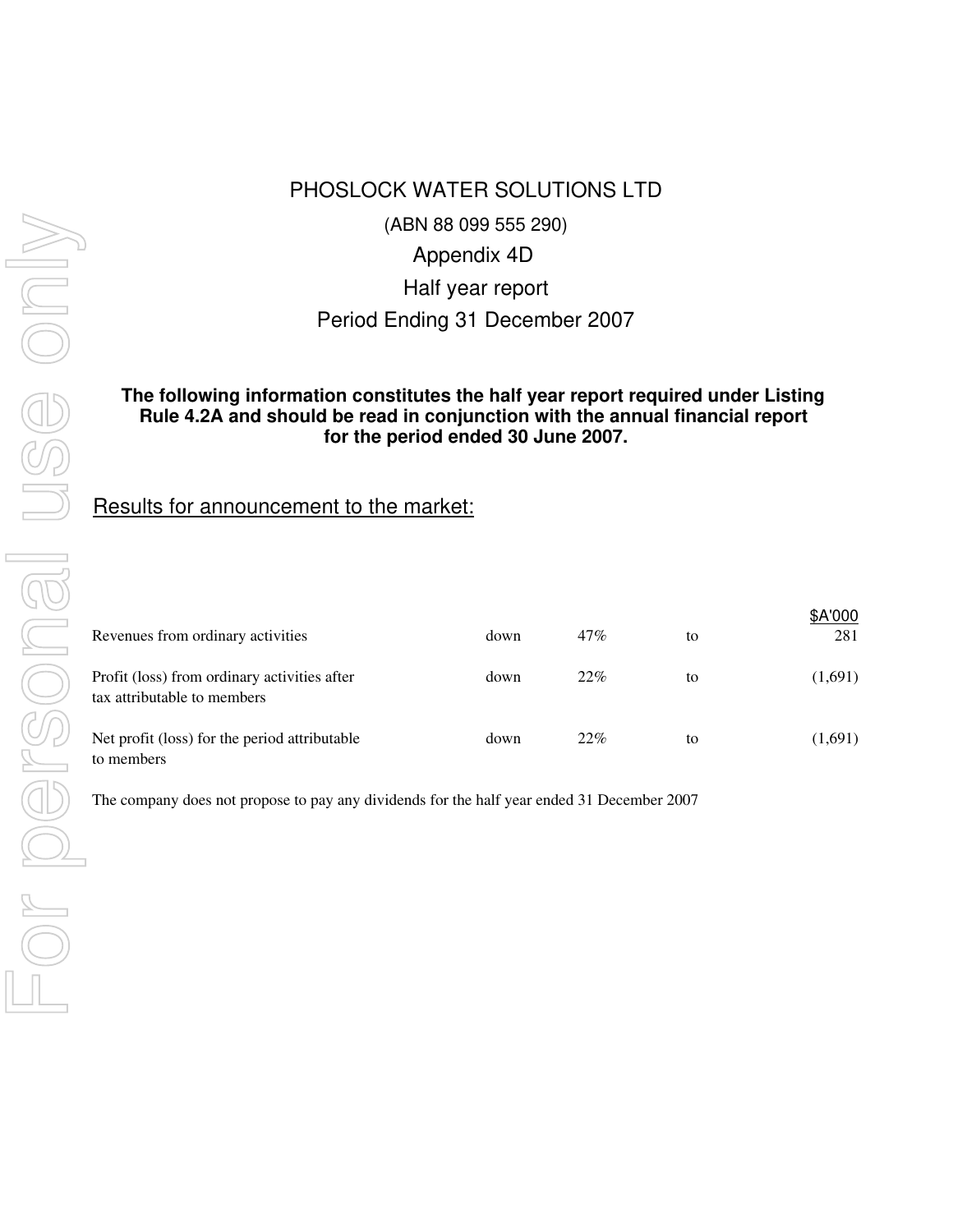# PHOSLOCK WATER SOLUTIONS LTD

(ABN 88 099 555 290)

Appendix 4D

Half year report

Period Ending 31 December 2007

**The following information constitutes the half year report required under Listing Rule 4.2A and should be read in conjunction with the annual financial report for the period ended 30 June 2007.**

## Results for announcement to the market:

| | | | | $A'000 |
|---|---|---|---|---|
| Revenues from ordinary activities | down | 47% | to | 281 |
| Profit (loss) from ordinary activities after tax attributable to members | down | 22% | to | (1,691) |
| Net profit (loss) for the period attributable to members | down | 22% | to | (1,691) |

The company does not propose to pay any dividends for the half year ended 31 December 2007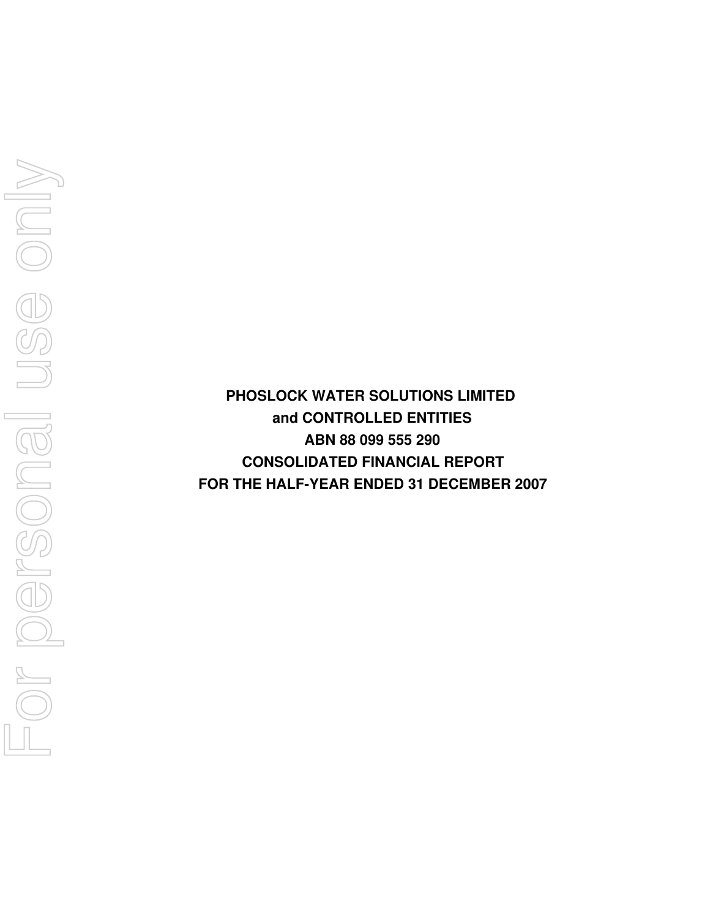**PHOSLOCK WATER SOLUTIONS LIMITED**

**and CONTROLLED ENTITIES**

**ABN 88 099 555 290**

**CONSOLIDATED FINANCIAL REPORT**

**FOR THE HALF-YEAR ENDED 31 DECEMBER 2007**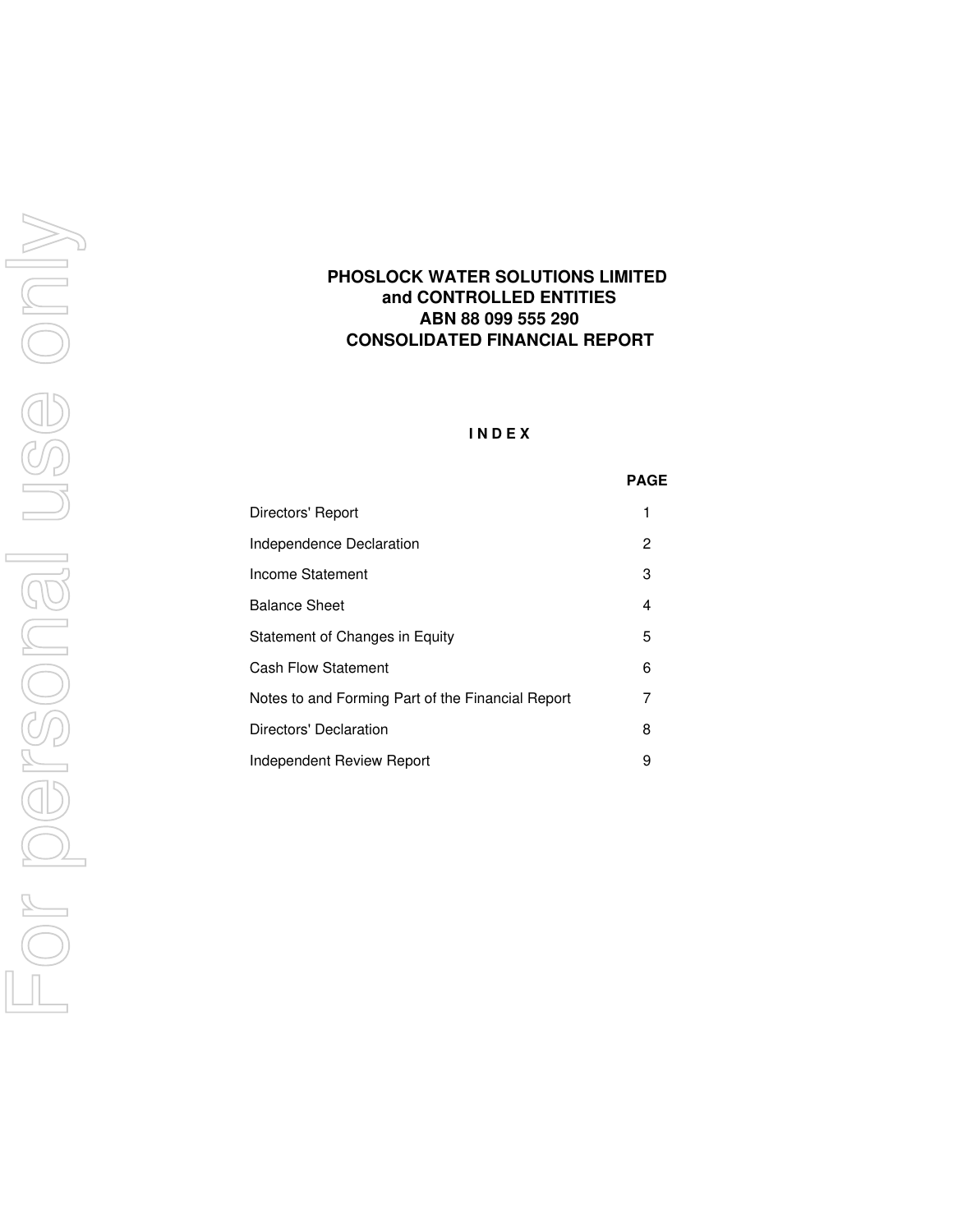# PHOSLOCK WATER SOLUTIONS LIMITED
# and CONTROLLED ENTITIES
# ABN 88 099 555 290
# CONSOLIDATED FINANCIAL REPORT

## I N D E X

| | PAGE |
|---|---|
| Directors' Report | 1 |
| Independence Declaration | 2 |
| Income Statement | 3 |
| Balance Sheet | 4 |
| Statement of Changes in Equity | 5 |
| Cash Flow Statement | 6 |
| Notes to and Forming Part of the Financial Report | 7 |
| Directors' Declaration | 8 |
| Independent Review Report | 9 |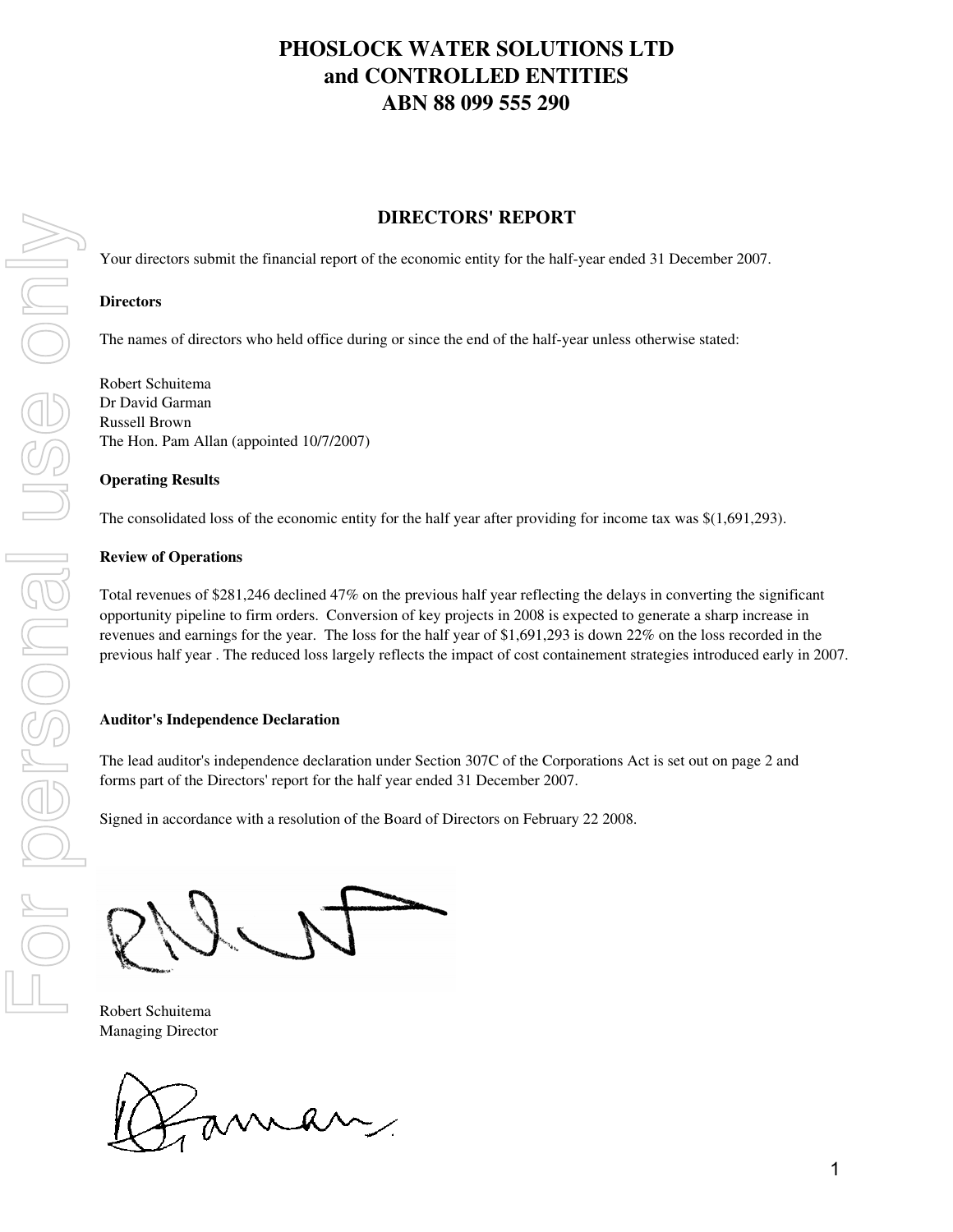# PHOSLOCK WATER SOLUTIONS LTD
# and CONTROLLED ENTITIES
# ABN 88 099 555 290

## DIRECTORS' REPORT

Your directors submit the financial report of the economic entity for the half-year ended 31 December 2007.

**Directors**

The names of directors who held office during or since the end of the half-year unless otherwise stated:

Robert Schuitema
Dr David Garman
Russell Brown
The Hon. Pam Allan (appointed 10/7/2007)

**Operating Results**

The consolidated loss of the economic entity for the half year after providing for income tax was $(1,691,293).

**Review of Operations**

Total revenues of $281,246 declined 47% on the previous half year reflecting the delays in converting the significant opportunity pipeline to firm orders. Conversion of key projects in 2008 is expected to generate a sharp increase in revenues and earnings for the year. The loss for the half year of $1,691,293 is down 22% on the loss recorded in the previous half year . The reduced loss largely reflects the impact of cost containement strategies introduced early in 2007.

**Auditor's Independence Declaration**

The lead auditor's independence declaration under Section 307C of the Corporations Act is set out on page 2 and forms part of the Directors' report for the half year ended 31 December 2007.

Signed in accordance with a resolution of the Board of Directors on February 22 2008.

Robert Schuitema
Managing Director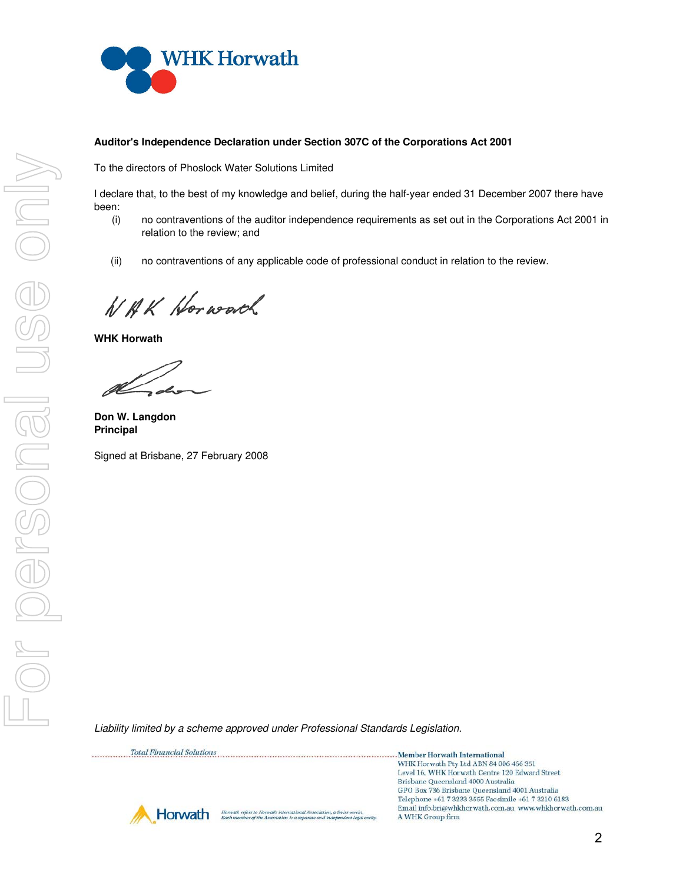WHK Horwath

**Auditor's Independence Declaration under Section 307C of the Corporations Act 2001**

To the directors of Phoslock Water Solutions Limited

I declare that, to the best of my knowledge and belief, during the half-year ended 31 December 2007 there have been:

(i) no contraventions of the auditor independence requirements as set out in the Corporations Act 2001 in relation to the review; and

(ii) no contraventions of any applicable code of professional conduct in relation to the review.

WHK Horwath

**WHK Horwath**

**Don W. Langdon**
**Principal**

Signed at Brisbane, 27 February 2008

*Liability limited by a scheme approved under Professional Standards Legislation.*

*Total Financial Solutions*

Member Horwath International
WHK Horwath Pty Ltd ABN 84 006 466 351
Level 16, WHK Horwath Centre 120 Edward Street
Brisbane Queensland 4000 Australia
GPO Box 736 Brisbane Queensland 4001 Australia
Telephone +61 7 3233 3555 Facsimile +61 7 3210 6183
Email info.bri@whkhorwath.com.au www.whkhorwath.com.au
A WHK Group firm

Horwath refers to Horwath International Association, a Swiss verein. Each member of the Association is a separate and independent legal entity.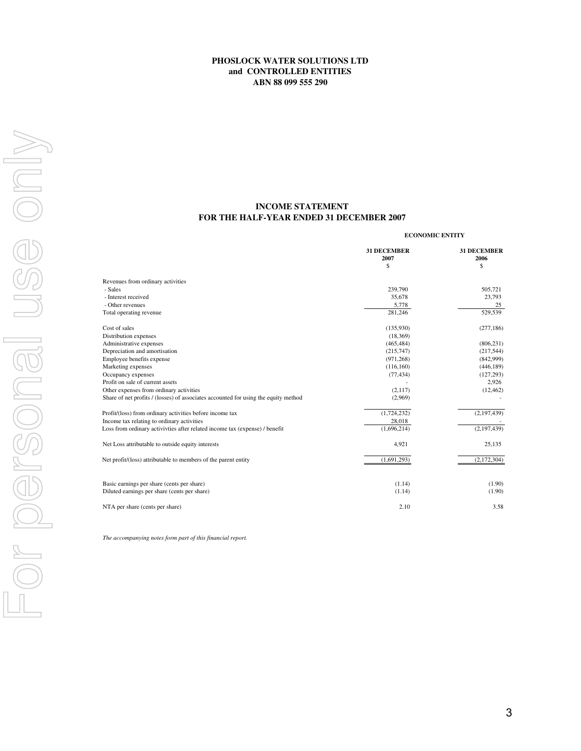**PHOSLOCK WATER SOLUTIONS LTD**
**and CONTROLLED ENTITIES**
**ABN 88 099 555 290**

# INCOME STATEMENT
## FOR THE HALF-YEAR ENDED 31 DECEMBER 2007

| | **ECONOMIC ENTITY** | |
|---|---|---|
| | **31 DECEMBER 2007** $ | **31 DECEMBER 2006** $ |
| Revenues from ordinary activities | | |
| - Sales | 239,790 | 505,721 |
| - Interest received | 35,678 | 23,793 |
| - Other revenues | 5,778 | 25 |
| Total operating revenue | 281,246 | 529,539 |
| | | |
| Cost of sales | (135,930) | (277,186) |
| Distribution expenses | (18,369) | |
| Administrative expenses | (465,484) | (806,231) |
| Depreciation and amortisation | (215,747) | (217,544) |
| Employee benefits expense | (971,268) | (842,999) |
| Marketing expenses | (116,160) | (446,189) |
| Occupancy expenses | (77,434) | (127,293) |
| Profit on sale of current assets | - | 2,926 |
| Other expenses from ordinary activities | (2,117) | (12,462) |
| Share of net profits / (losses) of associates accounted for using the equity method | (2,969) | - |
| | | |
| Profit/(loss) from ordinary activities before income tax | (1,724,232) | (2,197,439) |
| Income tax relating to ordinary activities | 28,018 | - |
| Loss from ordinary activivties after related income tax (expense) / benefit | (1,696,214) | (2,197,439) |
| | | |
| Net Loss attributable to outside equity interests | 4,921 | 25,135 |
| | | |
| Net profit/(loss) attributable to members of the parent entity | (1,691,293) | (2,172,304) |
| | | |
| Basic earnings per share (cents per share) | (1.14) | (1.90) |
| Diluted earnings per share (cents per share) | (1.14) | (1.90) |
| | | |
| NTA per share (cents per share) | 2.10 | 3.58 |

*The accompanying notes form part of this financial report.*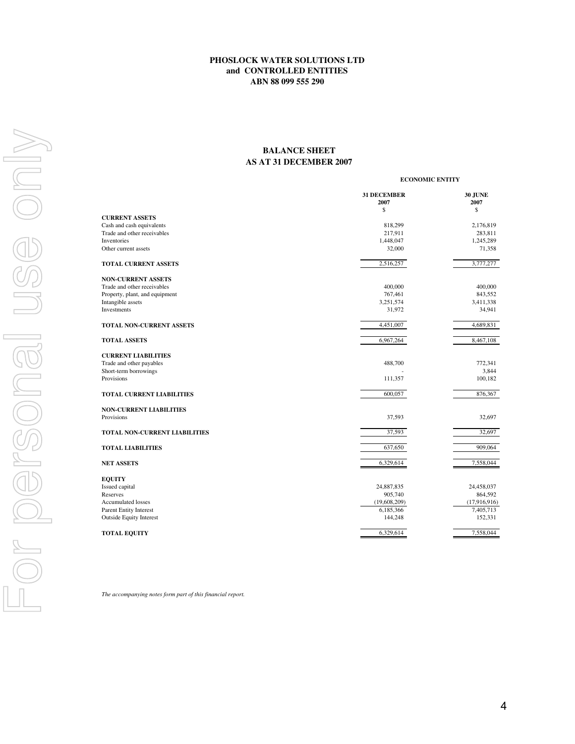**PHOSLOCK WATER SOLUTIONS LTD**
**and CONTROLLED ENTITIES**
**ABN 88 099 555 290**

## BALANCE SHEET
## AS AT 31 DECEMBER 2007

| | ECONOMIC ENTITY | |
|---|---|---|
| | **31 DECEMBER 2007** | **30 JUNE 2007** |
| | $ | $ |
| **CURRENT ASSETS** | | |
| Cash and cash equivalents | 818,299 | 2,176,819 |
| Trade and other receivables | 217,911 | 283,811 |
| Inventories | 1,448,047 | 1,245,289 |
| Other current assets | 32,000 | 71,358 |
| **TOTAL CURRENT ASSETS** | 2,516,257 | 3,777,277 |
| **NON-CURRENT ASSETS** | | |
| Trade and other receivables | 400,000 | 400,000 |
| Property, plant, and equipment | 767,461 | 843,552 |
| Intangible assets | 3,251,574 | 3,411,338 |
| Investments | 31,972 | 34,941 |
| **TOTAL NON-CURRENT ASSETS** | 4,451,007 | 4,689,831 |
| **TOTAL ASSETS** | 6,967,264 | 8,467,108 |
| **CURRENT LIABILITIES** | | |
| Trade and other payables | 488,700 | 772,341 |
| Short-term borrowings | - | 3,844 |
| Provisions | 111,357 | 100,182 |
| **TOTAL CURRENT LIABILITIES** | 600,057 | 876,367 |
| **NON-CURRENT LIABILITIES** | | |
| Provisions | 37,593 | 32,697 |
| **TOTAL NON-CURRENT LIABILITIES** | 37,593 | 32,697 |
| **TOTAL LIABILITIES** | 637,650 | 909,064 |
| **NET ASSETS** | 6,329,614 | 7,558,044 |
| **EQUITY** | | |
| Issued capital | 24,887,835 | 24,458,037 |
| Reserves | 905,740 | 864,592 |
| Accumulated losses | (19,608,209) | (17,916,916) |
| Parent Entity Interest | 6,185,366 | 7,405,713 |
| Outside Equity Interest | 144,248 | 152,331 |
| **TOTAL EQUITY** | 6,329,614 | 7,558,044 |

*The accompanying notes form part of this financial report.*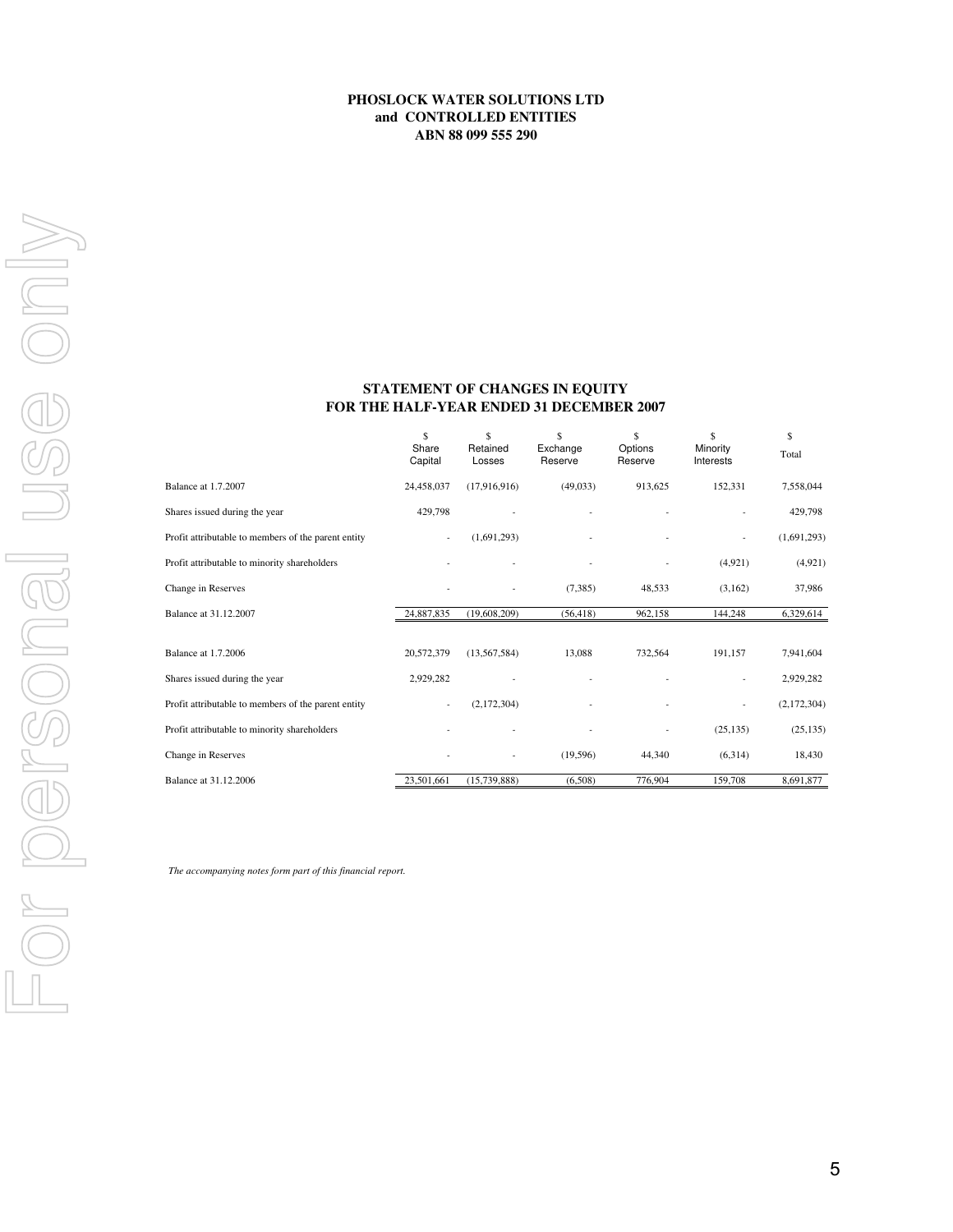**PHOSLOCK WATER SOLUTIONS LTD**
**and CONTROLLED ENTITIES**
**ABN 88 099 555 290**

## STATEMENT OF CHANGES IN EQUITY
## FOR THE HALF-YEAR ENDED 31 DECEMBER 2007

| | $ Share Capital | $ Retained Losses | $ Exchange Reserve | $ Options Reserve | $ Minority Interests | $ Total |
|---|---|---|---|---|---|---|
| Balance at 1.7.2007 | 24,458,037 | (17,916,916) | (49,033) | 913,625 | 152,331 | 7,558,044 |
| Shares issued during the year | 429,798 | - | - | - | - | 429,798 |
| Profit attributable to members of the parent entity | - | (1,691,293) | - | - | - | (1,691,293) |
| Profit attributable to minority shareholders | - | - | - | - | (4,921) | (4,921) |
| Change in Reserves | - | - | (7,385) | 48,533 | (3,162) | 37,986 |
| Balance at 31.12.2007 | 24,887,835 | (19,608,209) | (56,418) | 962,158 | 144,248 | 6,329,614 |
| | | | | | | |
| Balance at 1.7.2006 | 20,572,379 | (13,567,584) | 13,088 | 732,564 | 191,157 | 7,941,604 |
| Shares issued during the year | 2,929,282 | - | - | - | - | 2,929,282 |
| Profit attributable to members of the parent entity | - | (2,172,304) | - | - | - | (2,172,304) |
| Profit attributable to minority shareholders | - | - | - | - | (25,135) | (25,135) |
| Change in Reserves | - | - | (19,596) | 44,340 | (6,314) | 18,430 |
| Balance at 31.12.2006 | 23,501,661 | (15,739,888) | (6,508) | 776,904 | 159,708 | 8,691,877 |

*The accompanying notes form part of this financial report.*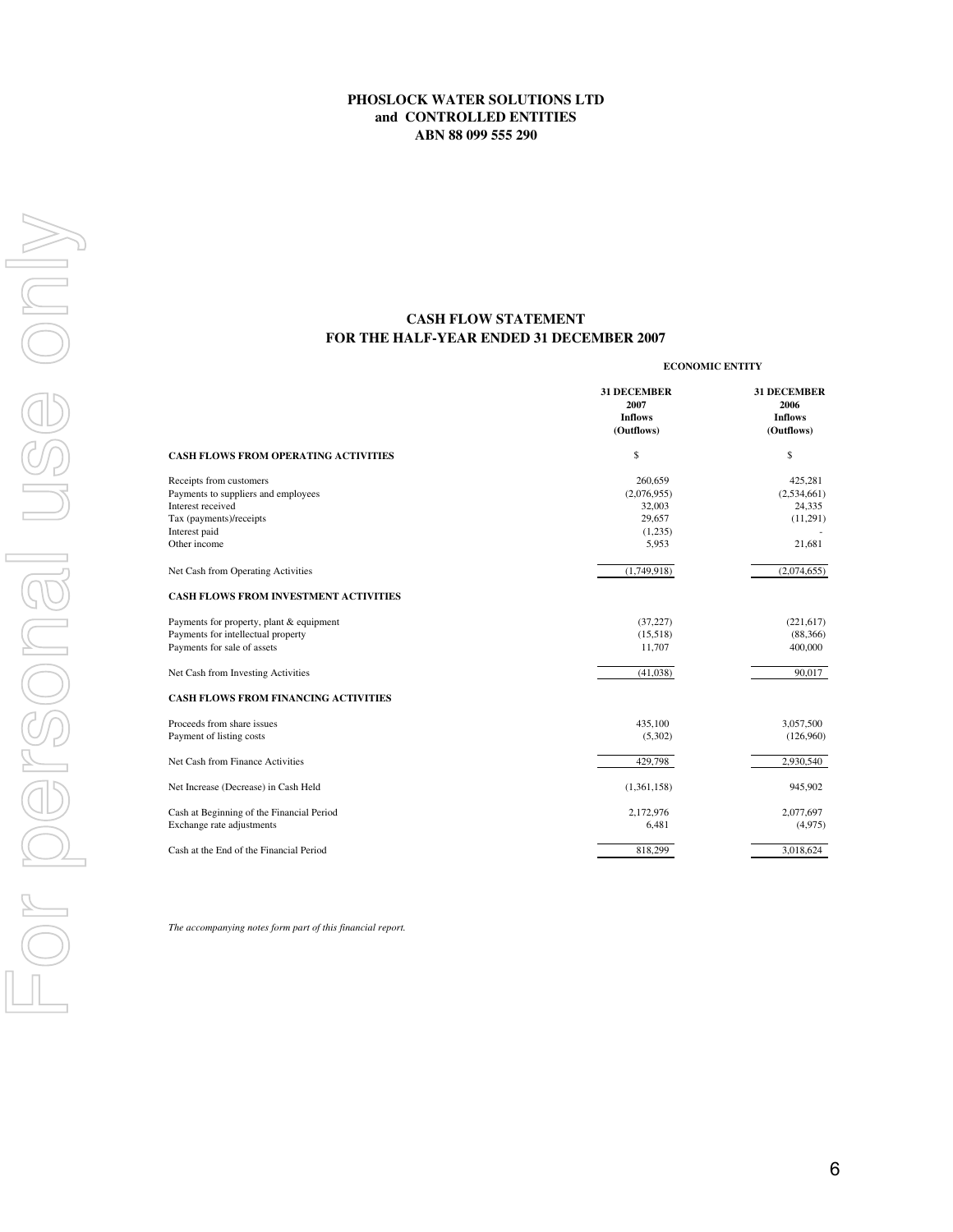**PHOSLOCK WATER SOLUTIONS LTD**
**and CONTROLLED ENTITIES**
**ABN 88 099 555 290**

## CASH FLOW STATEMENT
## FOR THE HALF-YEAR ENDED 31 DECEMBER 2007

| | ECONOMIC ENTITY | |
|---|---|---|
| | **31 DECEMBER 2007 Inflows (Outflows)** | **31 DECEMBER 2006 Inflows (Outflows)** |
| **CASH FLOWS FROM OPERATING ACTIVITIES** | $ | $ |
| Receipts from customers | 260,659 | 425,281 |
| Payments to suppliers and employees | (2,076,955) | (2,534,661) |
| Interest received | 32,003 | 24,335 |
| Tax (payments)/receipts | 29,657 | (11,291) |
| Interest paid | (1,235) | - |
| Other income | 5,953 | 21,681 |
| Net Cash from Operating Activities | (1,749,918) | (2,074,655) |
| **CASH FLOWS FROM INVESTMENT ACTIVITIES** | | |
| Payments for property, plant & equipment | (37,227) | (221,617) |
| Payments for intellectual property | (15,518) | (88,366) |
| Payments for sale of assets | 11,707 | 400,000 |
| Net Cash from Investing Activities | (41,038) | 90,017 |
| **CASH FLOWS FROM FINANCING ACTIVITIES** | | |
| Proceeds from share issues | 435,100 | 3,057,500 |
| Payment of listing costs | (5,302) | (126,960) |
| Net Cash from Finance Activities | 429,798 | 2,930,540 |
| Net Increase (Decrease) in Cash Held | (1,361,158) | 945,902 |
| Cash at Beginning of the Financial Period | 2,172,976 | 2,077,697 |
| Exchange rate adjustments | 6,481 | (4,975) |
| Cash at the End of the Financial Period | 818,299 | 3,018,624 |

*The accompanying notes form part of this financial report.*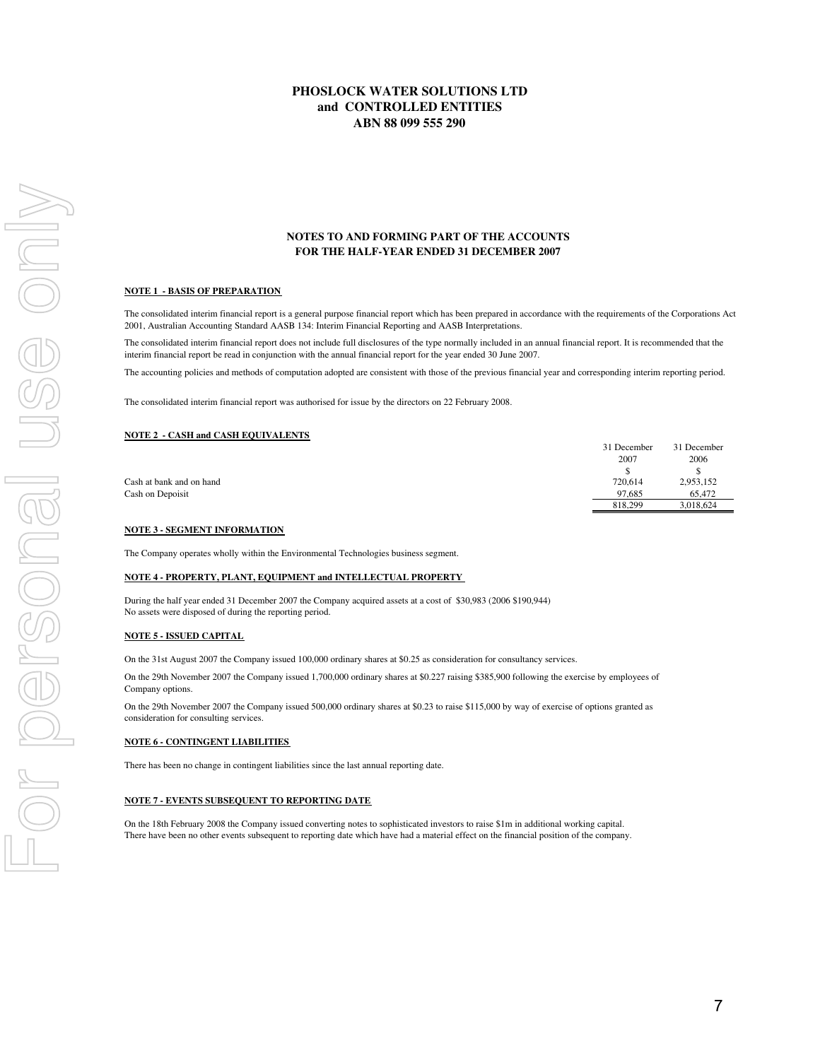# PHOSLOCK WATER SOLUTIONS LTD
## and CONTROLLED ENTITIES
## ABN 88 099 555 290

## NOTES TO AND FORMING PART OF THE ACCOUNTS
## FOR THE HALF-YEAR ENDED 31 DECEMBER 2007

**NOTE 1 - BASIS OF PREPARATION**

The consolidated interim financial report is a general purpose financial report which has been prepared in accordance with the requirements of the Corporations Act 2001, Australian Accounting Standard AASB 134: Interim Financial Reporting and AASB Interpretations.

The consolidated interim financial report does not include full disclosures of the type normally included in an annual financial report. It is recommended that the interim financial report be read in conjunction with the annual financial report for the year ended 30 June 2007.

The accounting policies and methods of computation adopted are consistent with those of the previous financial year and corresponding interim reporting period.

The consolidated interim financial report was authorised for issue by the directors on 22 February 2008.

**NOTE 2 - CASH and CASH EQUIVALENTS**

| | 31 December 2007 | 31 December 2006 |
|---|---|---|
| | $ | $ |
| Cash at bank and on hand | 720,614 | 2,953,152 |
| Cash on Depoisit | 97,685 | 65,472 |
| | 818,299 | 3,018,624 |

**NOTE 3 - SEGMENT INFORMATION**

The Company operates wholly within the Environmental Technologies business segment.

**NOTE 4 - PROPERTY, PLANT, EQUIPMENT and INTELLECTUAL PROPERTY**

During the half year ended 31 December 2007 the Company acquired assets at a cost of $30,983 (2006 $190,944)
No assets were disposed of during the reporting period.

**NOTE 5 - ISSUED CAPITAL**

On the 31st August 2007 the Company issued 100,000 ordinary shares at $0.25 as consideration for consultancy services.

On the 29th November 2007 the Company issued 1,700,000 ordinary shares at $0.227 raising $385,900 following the exercise by employees of Company options.

On the 29th November 2007 the Company issued 500,000 ordinary shares at $0.23 to raise $115,000 by way of exercise of options granted as consideration for consulting services.

**NOTE 6 - CONTINGENT LIABILITIES**

There has been no change in contingent liabilities since the last annual reporting date.

**NOTE 7 - EVENTS SUBSEQUENT TO REPORTING DATE**

On the 18th February 2008 the Company issued converting notes to sophisticated investors to raise $1m in additional working capital.
There have been no other events subsequent to reporting date which have had a material effect on the financial position of the company.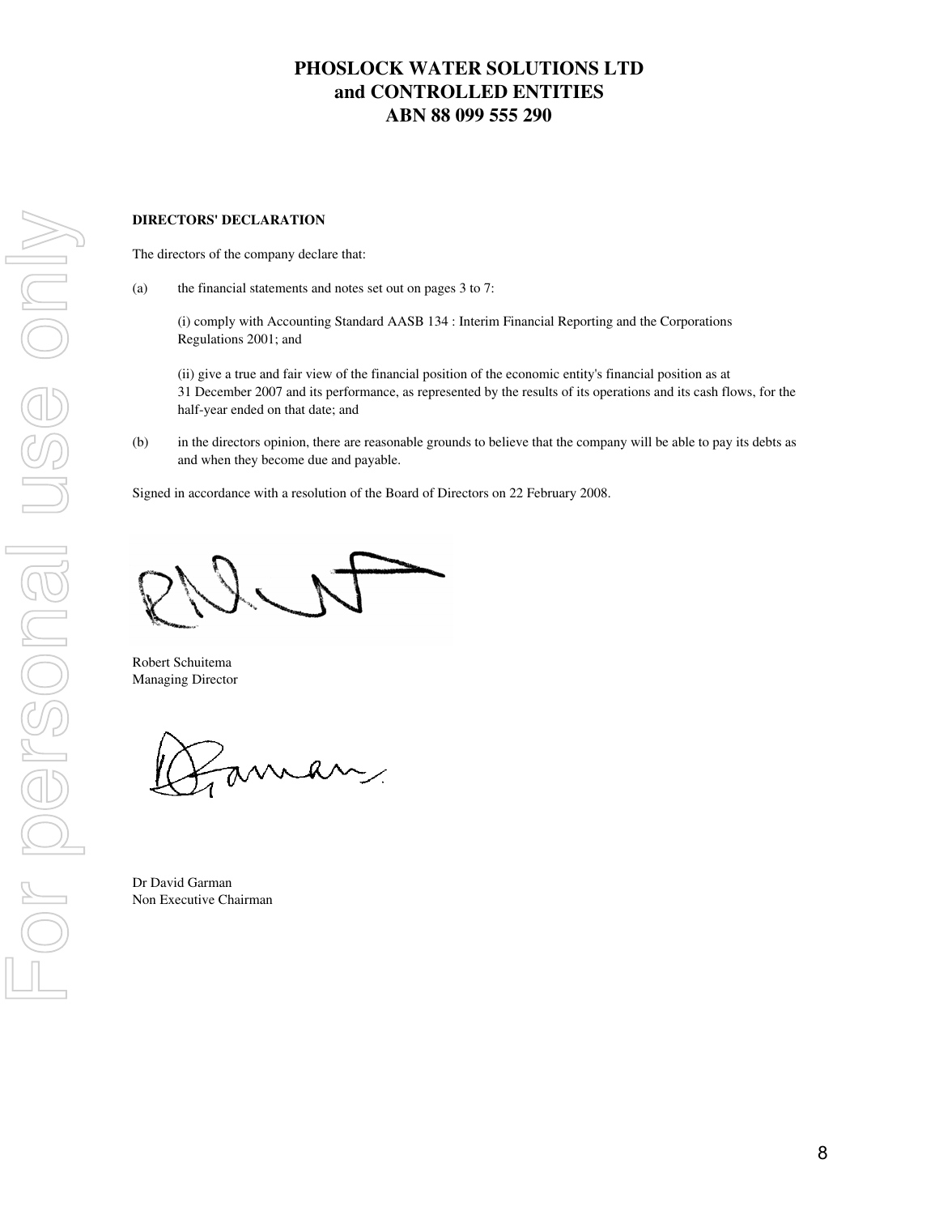# PHOSLOCK WATER SOLUTIONS LTD
# and CONTROLLED ENTITIES
# ABN 88 099 555 290

**DIRECTORS' DECLARATION**

The directors of the company declare that:

(a) the financial statements and notes set out on pages 3 to 7:

(i) comply with Accounting Standard AASB 134 : Interim Financial Reporting and the Corporations Regulations 2001; and

(ii) give a true and fair view of the financial position of the economic entity's financial position as at 31 December 2007 and its performance, as represented by the results of its operations and its cash flows, for the half-year ended on that date; and

(b) in the directors opinion, there are reasonable grounds to believe that the company will be able to pay its debts as and when they become due and payable.

Signed in accordance with a resolution of the Board of Directors on 22 February 2008.

Robert Schuitema
Managing Director

Dr David Garman
Non Executive Chairman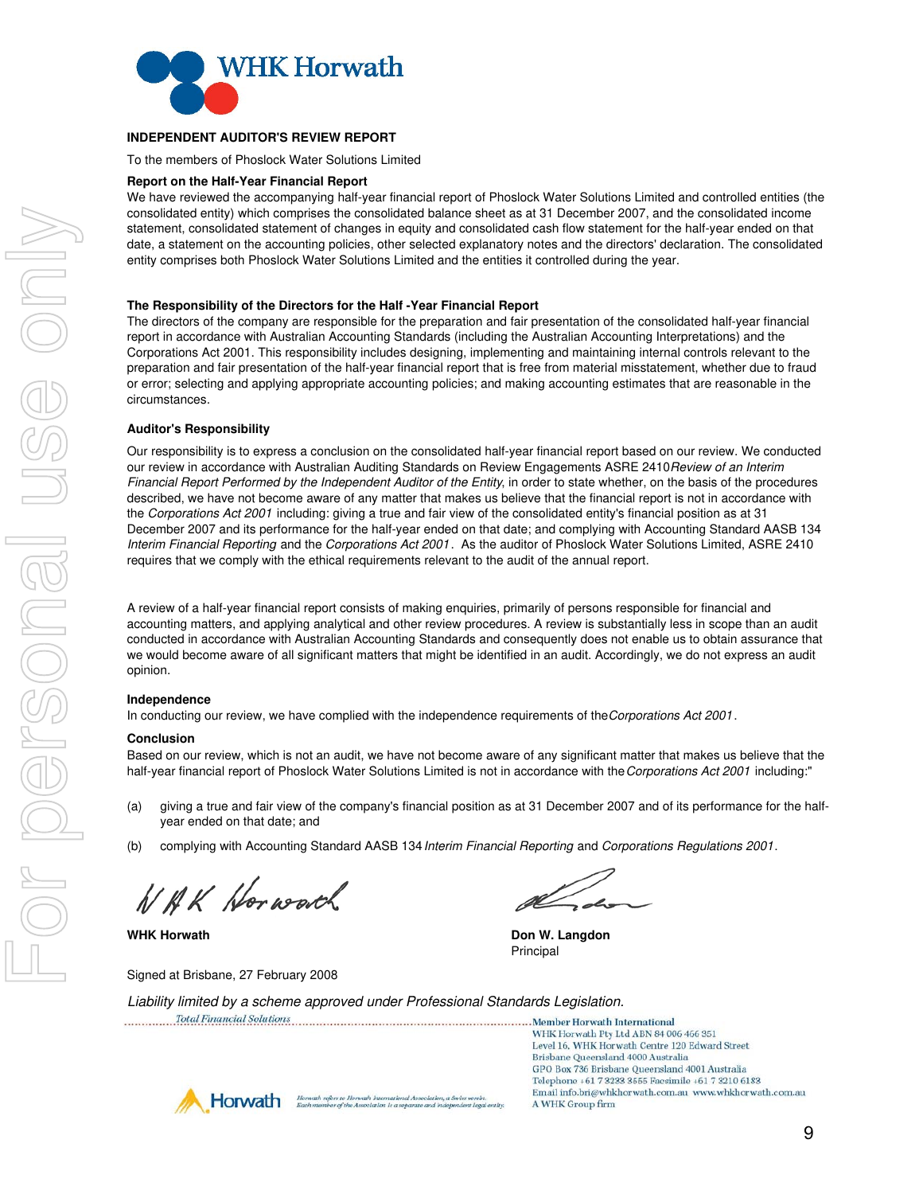WHK Horwath

**INDEPENDENT AUDITOR'S REVIEW REPORT**

To the members of Phoslock Water Solutions Limited

**Report on the Half-Year Financial Report**

We have reviewed the accompanying half-year financial report of Phoslock Water Solutions Limited and controlled entities (the consolidated entity) which comprises the consolidated balance sheet as at 31 December 2007, and the consolidated income statement, consolidated statement of changes in equity and consolidated cash flow statement for the half-year ended on that date, a statement on the accounting policies, other selected explanatory notes and the directors' declaration. The consolidated entity comprises both Phoslock Water Solutions Limited and the entities it controlled during the year.

**The Responsibility of the Directors for the Half -Year Financial Report**

The directors of the company are responsible for the preparation and fair presentation of the consolidated half-year financial report in accordance with Australian Accounting Standards (including the Australian Accounting Interpretations) and the Corporations Act 2001. This responsibility includes designing, implementing and maintaining internal controls relevant to the preparation and fair presentation of the half-year financial report that is free from material misstatement, whether due to fraud or error; selecting and applying appropriate accounting policies; and making accounting estimates that are reasonable in the circumstances.

**Auditor's Responsibility**

Our responsibility is to express a conclusion on the consolidated half-year financial report based on our review. We conducted our review in accordance with Australian Auditing Standards on Review Engagements ASRE 2410 *Review of an Interim Financial Report Performed by the Independent Auditor of the Entity*, in order to state whether, on the basis of the procedures described, we have not become aware of any matter that makes us believe that the financial report is not in accordance with the *Corporations Act 2001* including: giving a true and fair view of the consolidated entity's financial position as at 31 December 2007 and its performance for the half-year ended on that date; and complying with Accounting Standard AASB 134 *Interim Financial Reporting* and the *Corporations Act 2001*. As the auditor of Phoslock Water Solutions Limited, ASRE 2410 requires that we comply with the ethical requirements relevant to the audit of the annual report.

A review of a half-year financial report consists of making enquiries, primarily of persons responsible for financial and accounting matters, and applying analytical and other review procedures. A review is substantially less in scope than an audit conducted in accordance with Australian Accounting Standards and consequently does not enable us to obtain assurance that we would become aware of all significant matters that might be identified in an audit. Accordingly, we do not express an audit opinion.

**Independence**

In conducting our review, we have complied with the independence requirements of the *Corporations Act 2001*.

**Conclusion**

Based on our review, which is not an audit, we have not become aware of any significant matter that makes us believe that the half-year financial report of Phoslock Water Solutions Limited is not in accordance with the *Corporations Act 2001* including:"

(a) giving a true and fair view of the company's financial position as at 31 December 2007 and of its performance for the half-year ended on that date; and

(b) complying with Accounting Standard AASB 134 *Interim Financial Reporting* and *Corporations Regulations 2001*.

**WHK Horwath**

**Don W. Langdon**
Principal

Signed at Brisbane, 27 February 2008

*Liability limited by a scheme approved under Professional Standards Legislation.*

*Total Financial Solutions*

Member Horwath International
WHK Horwath Pty Ltd ABN 84 006 466 351
Level 16, WHK Horwath Centre 120 Edward Street
Brisbane Queensland 4000 Australia
GPO Box 736 Brisbane Queensland 4001 Australia
Telephone +61 7 3233 3555 Facsimile +61 7 3210 6183
Email info.bri@whkhorwath.com.au www.whkhorwath.com.au
A WHK Group firm

Horwath refers to Horwath International Association, a Swiss verein. Each member of the Association is a separate and independent legal entity.